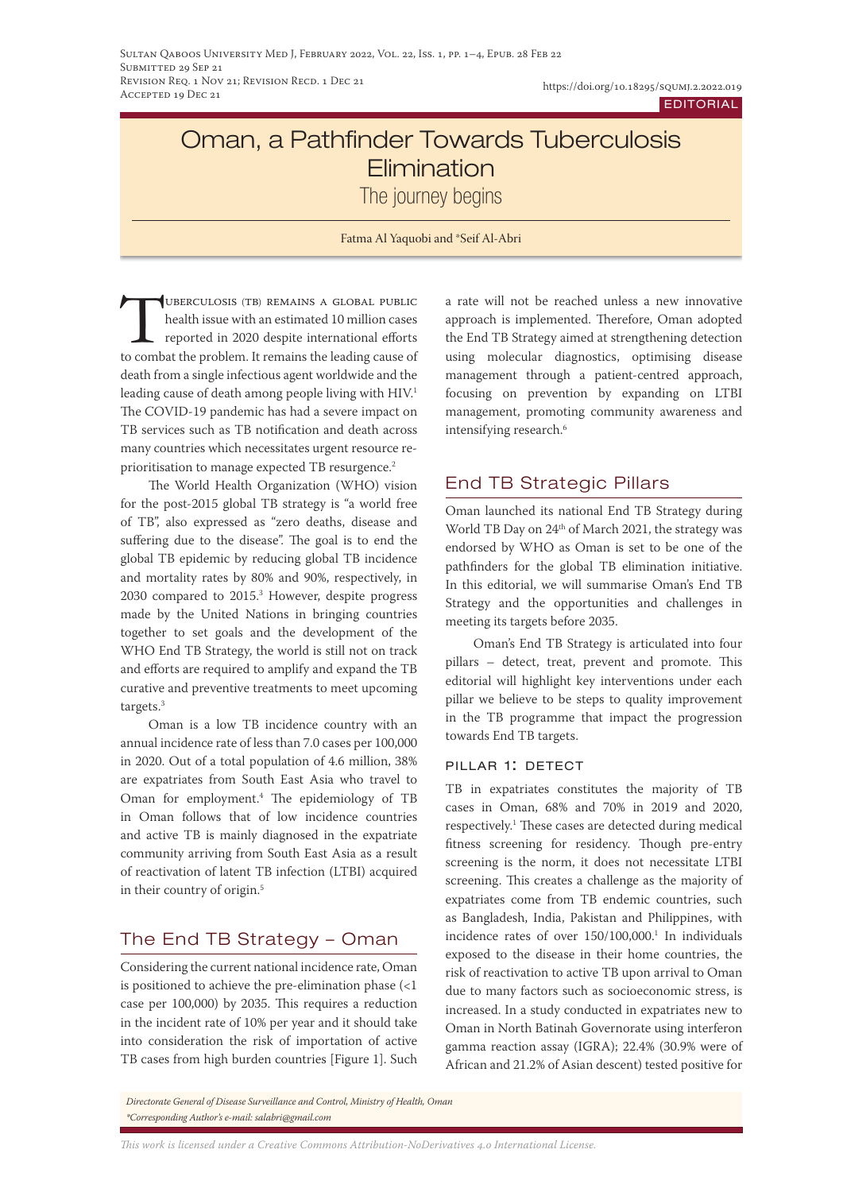Submitted 29 Sep 21
Revision Req. 1 Nov 21; Revision Recd. 1 Dec 21
Accepted 19 Dec 21

https://doi.org/10.18295/squmj.2.2022.019

EDITORIAL

# Oman, a Pathfinder Towards Tuberculosis Elimination

## The journey begins

Fatma Al Yaquobi and *Seif Al-Abri

Tuberculosis (TB) remains a global public health issue with an estimated 10 million cases reported in 2020 despite international efforts to combat the problem. It remains the leading cause of death from a single infectious agent worldwide and the leading cause of death among people living with HIV.[1] The COVID-19 pandemic has had a severe impact on TB services such as TB notification and death across many countries which necessitates urgent resource re-prioritisation to manage expected TB resurgence.[2]

The World Health Organization (WHO) vision for the post-2015 global TB strategy is "a world free of TB", also expressed as "zero deaths, disease and suffering due to the disease". The goal is to end the global TB epidemic by reducing global TB incidence and mortality rates by 80% and 90%, respectively, in 2030 compared to 2015.[3] However, despite progress made by the United Nations in bringing countries together to set goals and the development of the WHO End TB Strategy, the world is still not on track and efforts are required to amplify and expand the TB curative and preventive treatments to meet upcoming targets.[3]

Oman is a low TB incidence country with an annual incidence rate of less than 7.0 cases per 100,000 in 2020. Out of a total population of 4.6 million, 38% are expatriates from South East Asia who travel to Oman for employment.[4] The epidemiology of TB in Oman follows that of low incidence countries and active TB is mainly diagnosed in the expatriate community arriving from South East Asia as a result of reactivation of latent TB infection (LTBI) acquired in their country of origin.[5]

## The End TB Strategy – Oman

Considering the current national incidence rate, Oman is positioned to achieve the pre-elimination phase (<1 case per 100,000) by 2035. This requires a reduction in the incident rate of 10% per year and it should take into consideration the risk of importation of active TB cases from high burden countries [Figure 1]. Such a rate will not be reached unless a new innovative approach is implemented. Therefore, Oman adopted the End TB Strategy aimed at strengthening detection using molecular diagnostics, optimising disease management through a patient-centred approach, focusing on prevention by expanding on LTBI management, promoting community awareness and intensifying research.[6]

## End TB Strategic Pillars

Oman launched its national End TB Strategy during World TB Day on 24th of March 2021, the strategy was endorsed by WHO as Oman is set to be one of the pathfinders for the global TB elimination initiative. In this editorial, we will summarise Oman's End TB Strategy and the opportunities and challenges in meeting its targets before 2035.

Oman's End TB Strategy is articulated into four pillars – detect, treat, prevent and promote. This editorial will highlight key interventions under each pillar we believe to be steps to quality improvement in the TB programme that impact the progression towards End TB targets.

### Pillar 1: Detect

TB in expatriates constitutes the majority of TB cases in Oman, 68% and 70% in 2019 and 2020, respectively.[1] These cases are detected during medical fitness screening for residency. Though pre-entry screening is the norm, it does not necessitate LTBI screening. This creates a challenge as the majority of expatriates come from TB endemic countries, such as Bangladesh, India, Pakistan and Philippines, with incidence rates of over 150/100,000.[1] In individuals exposed to the disease in their home countries, the risk of reactivation to active TB upon arrival to Oman due to many factors such as socioeconomic stress, is increased. In a study conducted in expatriates new to Oman in North Batinah Governorate using interferon gamma reaction assay (IGRA); 22.4% (30.9% were of African and 21.2% of Asian descent) tested positive for

*Directorate General of Disease Surveillance and Control, Ministry of Health, Oman*
*\*Corresponding Author's e-mail: salabri@gmail.com*

*This work is licensed under a Creative Commons Attribution-NoDerivatives 4.0 International License.*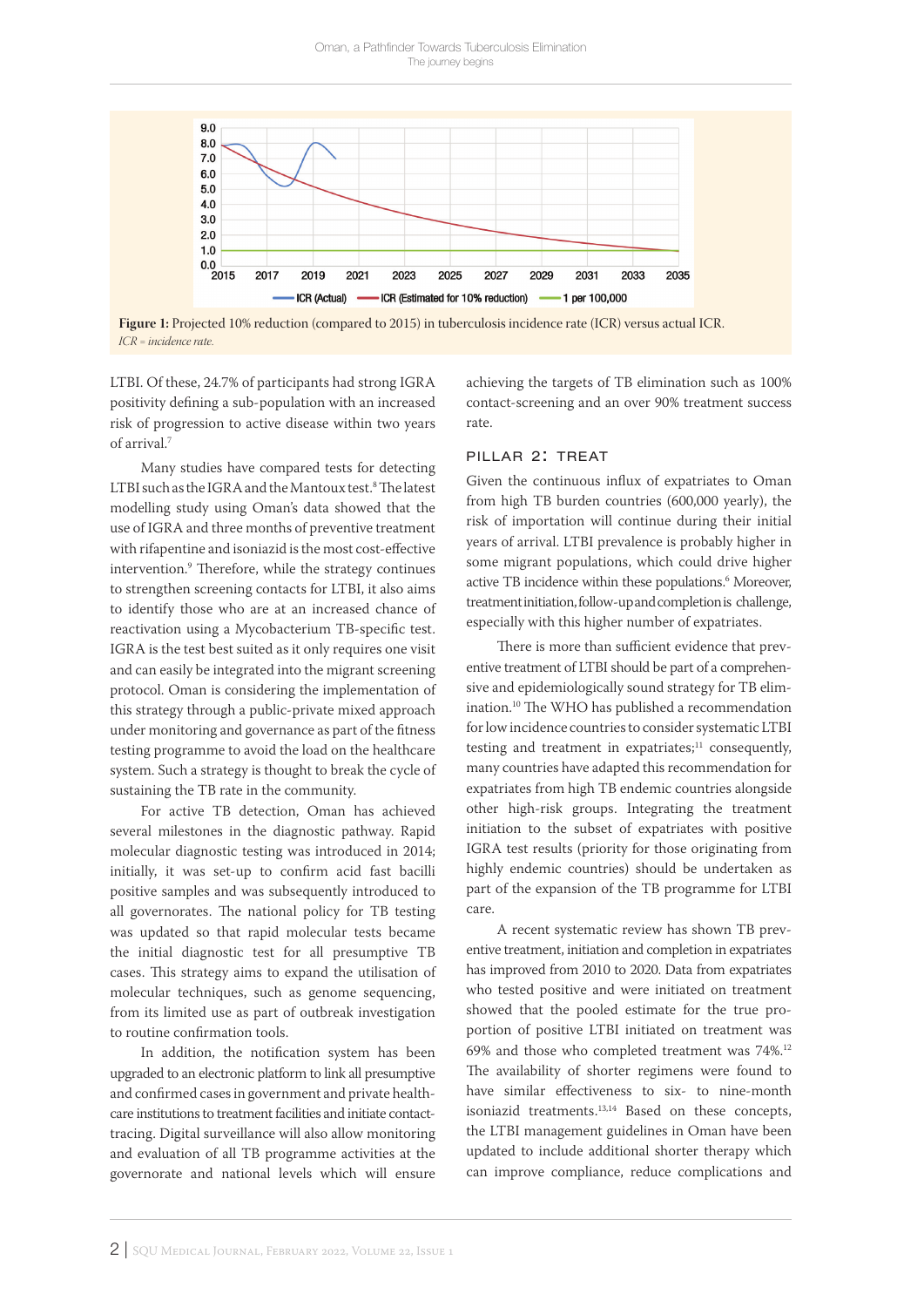**Figure 1:** Projected 10% reduction (compared to 2015) in tuberculosis incidence rate (ICR) versus actual ICR.
*ICR = incidence rate.*

LTBI. Of these, 24.7% of participants had strong IGRA positivity defining a sub-population with an increased risk of progression to active disease within two years of arrival.[7]

Many studies have compared tests for detecting LTBI such as the IGRA and the Mantoux test.[8] The latest modelling study using Oman's data showed that the use of IGRA and three months of preventive treatment with rifapentine and isoniazid is the most cost-effective intervention.[9] Therefore, while the strategy continues to strengthen screening contacts for LTBI, it also aims to identify those who are at an increased chance of reactivation using a Mycobacterium TB-specific test. IGRA is the test best suited as it only requires one visit and can easily be integrated into the migrant screening protocol. Oman is considering the implementation of this strategy through a public-private mixed approach under monitoring and governance as part of the fitness testing programme to avoid the load on the healthcare system. Such a strategy is thought to break the cycle of sustaining the TB rate in the community.

For active TB detection, Oman has achieved several milestones in the diagnostic pathway. Rapid molecular diagnostic testing was introduced in 2014; initially, it was set-up to confirm acid fast bacilli positive samples and was subsequently introduced to all governorates. The national policy for TB testing was updated so that rapid molecular tests became the initial diagnostic test for all presumptive TB cases. This strategy aims to expand the utilisation of molecular techniques, such as genome sequencing, from its limited use as part of outbreak investigation to routine confirmation tools.

In addition, the notification system has been upgraded to an electronic platform to link all presumptive and confirmed cases in government and private healthcare institutions to treatment facilities and initiate contact-tracing. Digital surveillance will also allow monitoring and evaluation of all TB programme activities at the governorate and national levels which will ensure achieving the targets of TB elimination such as 100% contact-screening and an over 90% treatment success rate.

## Pillar 2: Treat

Given the continuous influx of expatriates to Oman from high TB burden countries (600,000 yearly), the risk of importation will continue during their initial years of arrival. LTBI prevalence is probably higher in some migrant populations, which could drive higher active TB incidence within these populations.[6] Moreover, treatment initiation, follow-up and completion is challenge, especially with this higher number of expatriates.

There is more than sufficient evidence that preventive treatment of LTBI should be part of a comprehensive and epidemiologically sound strategy for TB elimination.[10] The WHO has published a recommendation for low incidence countries to consider systematic LTBI testing and treatment in expatriates;[11] consequently, many countries have adapted this recommendation for expatriates from high TB endemic countries alongside other high-risk groups. Integrating the treatment initiation to the subset of expatriates with positive IGRA test results (priority for those originating from highly endemic countries) should be undertaken as part of the expansion of the TB programme for LTBI care.

A recent systematic review has shown TB preventive treatment, initiation and completion in expatriates has improved from 2010 to 2020. Data from expatriates who tested positive and were initiated on treatment showed that the pooled estimate for the true proportion of positive LTBI initiated on treatment was 69% and those who completed treatment was 74%.[12] The availability of shorter regimens were found to have similar effectiveness to six- to nine-month isoniazid treatments.[13,14] Based on these concepts, the LTBI management guidelines in Oman have been updated to include additional shorter therapy which can improve compliance, reduce complications and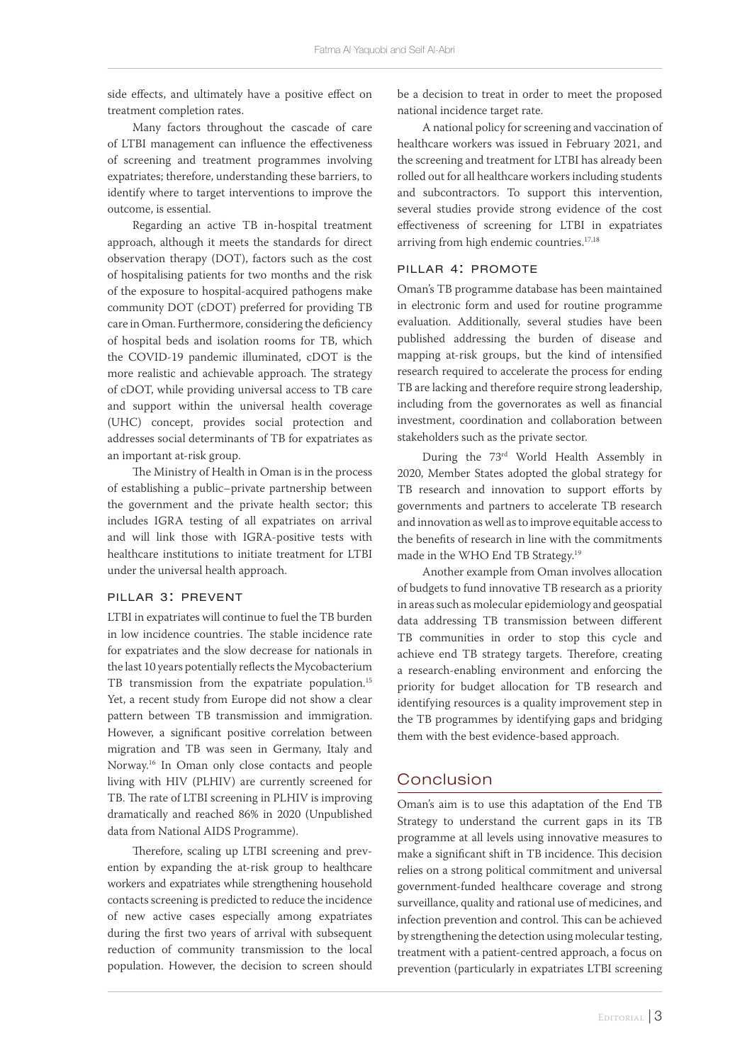side effects, and ultimately have a positive effect on treatment completion rates.

Many factors throughout the cascade of care of LTBI management can influence the effectiveness of screening and treatment programmes involving expatriates; therefore, understanding these barriers, to identify where to target interventions to improve the outcome, is essential.

Regarding an active TB in-hospital treatment approach, although it meets the standards for direct observation therapy (DOT), factors such as the cost of hospitalising patients for two months and the risk of the exposure to hospital-acquired pathogens make community DOT (cDOT) preferred for providing TB care in Oman. Furthermore, considering the deficiency of hospital beds and isolation rooms for TB, which the COVID-19 pandemic illuminated, cDOT is the more realistic and achievable approach. The strategy of cDOT, while providing universal access to TB care and support within the universal health coverage (UHC) concept, provides social protection and addresses social determinants of TB for expatriates as an important at-risk group.

The Ministry of Health in Oman is in the process of establishing a public–private partnership between the government and the private health sector; this includes IGRA testing of all expatriates on arrival and will link those with IGRA-positive tests with healthcare institutions to initiate treatment for LTBI under the universal health approach.

### Pillar 3: Prevent

LTBI in expatriates will continue to fuel the TB burden in low incidence countries. The stable incidence rate for expatriates and the slow decrease for nationals in the last 10 years potentially reflects the Mycobacterium TB transmission from the expatriate population.[15] Yet, a recent study from Europe did not show a clear pattern between TB transmission and immigration. However, a significant positive correlation between migration and TB was seen in Germany, Italy and Norway.[16] In Oman only close contacts and people living with HIV (PLHIV) are currently screened for TB. The rate of LTBI screening in PLHIV is improving dramatically and reached 86% in 2020 (Unpublished data from National AIDS Programme).

Therefore, scaling up LTBI screening and prevention by expanding the at-risk group to healthcare workers and expatriates while strengthening household contacts screening is predicted to reduce the incidence of new active cases especially among expatriates during the first two years of arrival with subsequent reduction of community transmission to the local population. However, the decision to screen should be a decision to treat in order to meet the proposed national incidence target rate.

A national policy for screening and vaccination of healthcare workers was issued in February 2021, and the screening and treatment for LTBI has already been rolled out for all healthcare workers including students and subcontractors. To support this intervention, several studies provide strong evidence of the cost effectiveness of screening for LTBI in expatriates arriving from high endemic countries.[17,18]

### Pillar 4: Promote

Oman's TB programme database has been maintained in electronic form and used for routine programme evaluation. Additionally, several studies have been published addressing the burden of disease and mapping at-risk groups, but the kind of intensified research required to accelerate the process for ending TB are lacking and therefore require strong leadership, including from the governorates as well as financial investment, coordination and collaboration between stakeholders such as the private sector.

During the 73rd World Health Assembly in 2020, Member States adopted the global strategy for TB research and innovation to support efforts by governments and partners to accelerate TB research and innovation as well as to improve equitable access to the benefits of research in line with the commitments made in the WHO End TB Strategy.[19]

Another example from Oman involves allocation of budgets to fund innovative TB research as a priority in areas such as molecular epidemiology and geospatial data addressing TB transmission between different TB communities in order to stop this cycle and achieve end TB strategy targets. Therefore, creating a research-enabling environment and enforcing the priority for budget allocation for TB research and identifying resources is a quality improvement step in the TB programmes by identifying gaps and bridging them with the best evidence-based approach.

## Conclusion

Oman's aim is to use this adaptation of the End TB Strategy to understand the current gaps in its TB programme at all levels using innovative measures to make a significant shift in TB incidence. This decision relies on a strong political commitment and universal government-funded healthcare coverage and strong surveillance, quality and rational use of medicines, and infection prevention and control. This can be achieved by strengthening the detection using molecular testing, treatment with a patient-centred approach, a focus on prevention (particularly in expatriates LTBI screening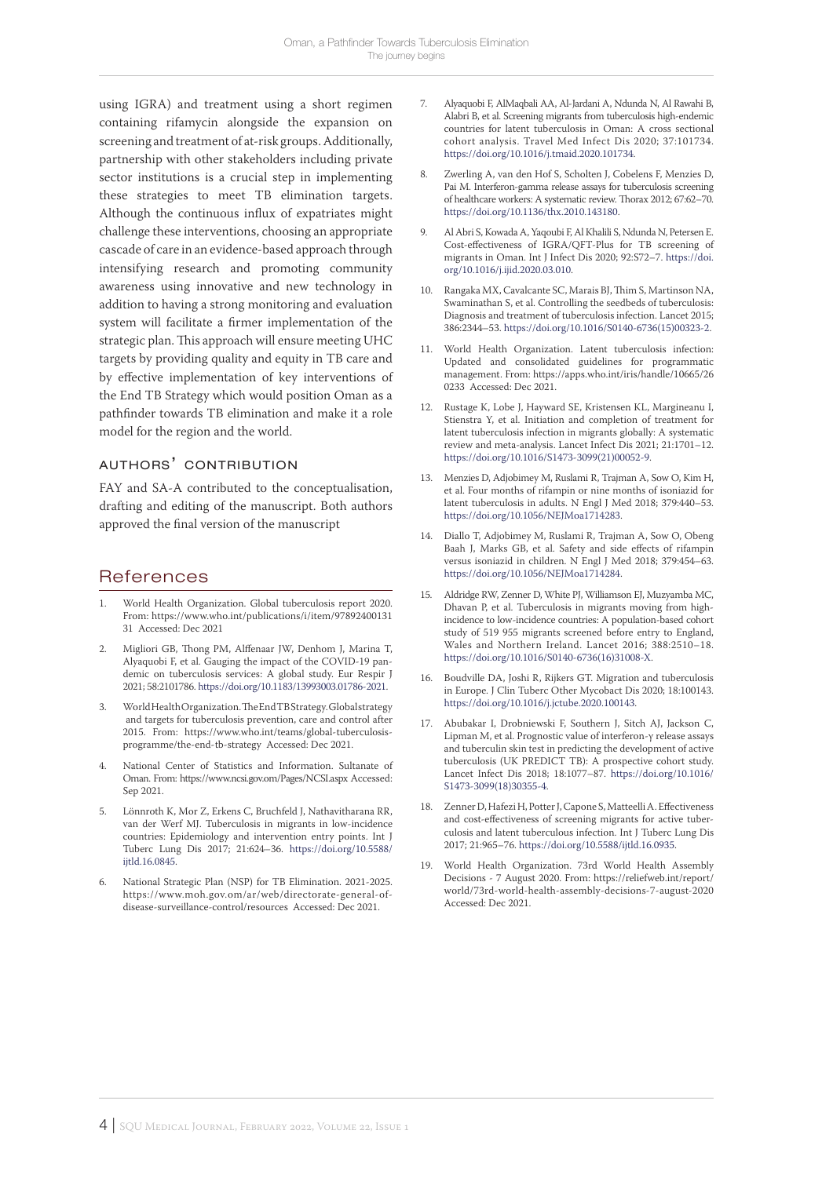using IGRA) and treatment using a short regimen containing rifamycin alongside the expansion on screening and treatment of at-risk groups. Additionally, partnership with other stakeholders including private sector institutions is a crucial step in implementing these strategies to meet TB elimination targets. Although the continuous influx of expatriates might challenge these interventions, choosing an appropriate cascade of care in an evidence-based approach through intensifying research and promoting community awareness using innovative and new technology in addition to having a strong monitoring and evaluation system will facilitate a firmer implementation of the strategic plan. This approach will ensure meeting UHC targets by providing quality and equity in TB care and by effective implementation of key interventions of the End TB Strategy which would position Oman as a pathfinder towards TB elimination and make it a role model for the region and the world.

## Authors' Contribution

FAY and SA-A contributed to the conceptualisation, drafting and editing of the manuscript. Both authors approved the final version of the manuscript

## References

1. World Health Organization. Global tuberculosis report 2020. From: https://www.who.int/publications/i/item/9789240013131 Accessed: Dec 2021
2. Migliori GB, Thong PM, Alffenaar JW, Denhom J, Marina T, Alyaqoubi F, et al. Gauging the impact of the COVID-19 pandemic on tuberculosis services: A global study. Eur Respir J 2021; 58:2101786. https://doi.org/10.1183/13993003.01786-2021.
3. World Health Organization. The End TB Strategy. Global strategy and targets for tuberculosis prevention, care and control after 2015. From: https://www.who.int/teams/global-tuberculosis-programme/the-end-tb-strategy Accessed: Dec 2021.
4. National Center of Statistics and Information. Sultanate of Oman. From: https://www.ncsi.gov.om/Pages/NCSI.aspx Accessed: Sep 2021.
5. Lönnroth K, Mor Z, Erkens C, Bruchfeld J, Nathavitharana RR, van der Werf MJ. Tuberculosis in migrants in low-incidence countries: Epidemiology and intervention entry points. Int J Tuberc Lung Dis 2017; 21:624–36. https://doi.org/10.5588/ijtld.16.0845.
6. National Strategic Plan (NSP) for TB Elimination. 2021-2025. https://www.moh.gov.om/ar/web/directorate-general-of-disease-surveillance-control/resources Accessed: Dec 2021.
7. Alyaqoubi F, AlMaqbali AA, Al-Jardani A, Ndunda N, Al Rawahi B, Alabri B, et al. Screening migrants from tuberculosis high-endemic countries for latent tuberculosis in Oman: A cross sectional cohort analysis. Travel Med Infect Dis 2020; 37:101734. https://doi.org/10.1016/j.tmaid.2020.101734.
8. Zwerling A, van den Hof S, Scholten J, Cobelens F, Menzies D, Pai M. Interferon-gamma release assays for tuberculosis screening of healthcare workers: A systematic review. Thorax 2012; 67:62–70. https://doi.org/10.1136/thx.2010.143180.
9. Al Abri S, Kowada A, Yaqoubi F, Al Khalili S, Ndunda N, Petersen E. Cost-effectiveness of IGRA/QFT-Plus for TB screening of migrants in Oman. Int J Infect Dis 2020; 92:S72–7. https://doi.org/10.1016/j.ijid.2020.03.010.
10. Rangaka MX, Cavalcante SC, Marais BJ, Thim S, Martinson NA, Swaminathan S, et al. Controlling the seedbeds of tuberculosis: Diagnosis and treatment of tuberculosis infection. Lancet 2015; 386:2344–53. https://doi.org/10.1016/S0140-6736(15)00323-2.
11. World Health Organization. Latent tuberculosis infection: Updated and consolidated guidelines for programmatic management. From: https://apps.who.int/iris/handle/10665/260233 Accessed: Dec 2021.
12. Rustage K, Lobe J, Hayward SE, Kristensen KL, Margineanu I, Stienstra Y, et al. Initiation and completion of treatment for latent tuberculosis infection in migrants globally: A systematic review and meta-analysis. Lancet Infect Dis 2021; 21:1701–12. https://doi.org/10.1016/S1473-3099(21)00052-9.
13. Menzies D, Adjobimey M, Ruslami R, Trajman A, Sow O, Kim H, et al. Four months of rifampin or nine months of isoniazid for latent tuberculosis in adults. N Engl J Med 2018; 379:440–53. https://doi.org/10.1056/NEJMoa1714283.
14. Diallo T, Adjobimey M, Ruslami R, Trajman A, Sow O, Obeng Baah J, Marks GB, et al. Safety and side effects of rifampin versus isoniazid in children. N Engl J Med 2018; 379:454–63. https://doi.org/10.1056/NEJMoa1714284.
15. Aldridge RW, Zenner D, White PJ, Williamson EJ, Muzyamba MC, Dhavan P, et al. Tuberculosis in migrants moving from high-incidence to low-incidence countries: A population-based cohort study of 519 955 migrants screened before entry to England, Wales and Northern Ireland. Lancet 2016; 388:2510–18. https://doi.org/10.1016/S0140-6736(16)31008-X.
16. Boudville DA, Joshi R, Rijkers GT. Migration and tuberculosis in Europe. J Clin Tuberc Other Mycobact Dis 2020; 18:100143. https://doi.org/10.1016/j.jctube.2020.100143.
17. Abubakar I, Drobniewski F, Southern J, Sitch AJ, Jackson C, Lipman M, et al. Prognostic value of interferon-γ release assays and tuberculin skin test in predicting the development of active tuberculosis (UK PREDICT TB): A prospective cohort study. Lancet Infect Dis 2018; 18:1077–87. https://doi.org/10.1016/S1473-3099(18)30355-4.
18. Zenner D, Hafezi H, Potter J, Capone S, Matteelli A. Effectiveness and cost-effectiveness of screening migrants for active tuberculosis and latent tuberculous infection. Int J Tuberc Lung Dis 2017; 21:965–76. https://doi.org/10.5588/ijtld.16.0935.
19. World Health Organization. 73rd World Health Assembly Decisions - 7 August 2020. From: https://reliefweb.int/report/world/73rd-world-health-assembly-decisions-7-august-2020 Accessed: Dec 2021.